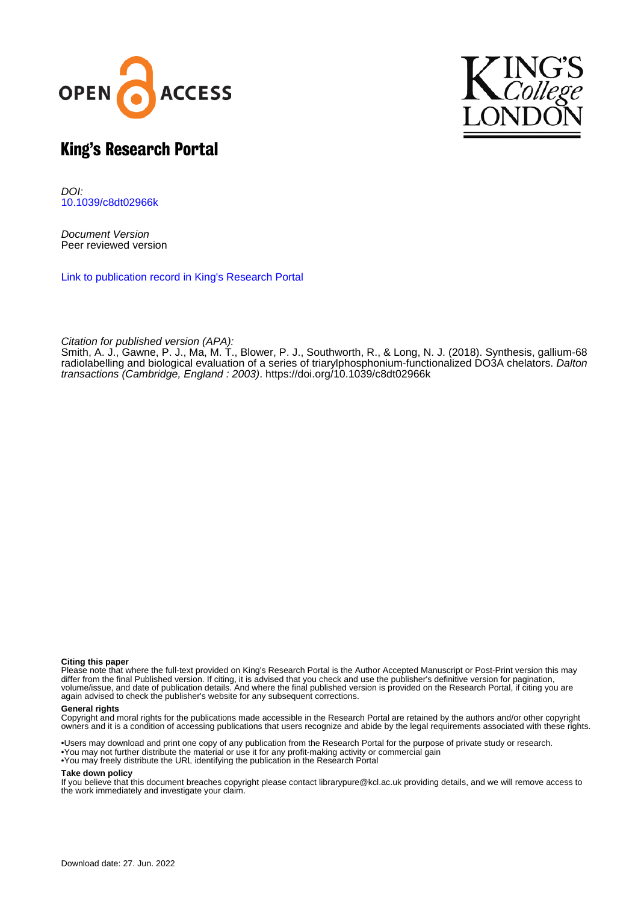# King's Research Portal

*DOI:*
10.1039/c8dt02966k

*Document Version*
Peer reviewed version

Link to publication record in King's Research Portal

*Citation for published version (APA):*
Smith, A. J., Gawne, P. J., Ma, M. T., Blower, P. J., Southworth, R., & Long, N. J. (2018). Synthesis, gallium-68 radiolabelling and biological evaluation of a series of triarylphosphonium-functionalized DO3A chelators. *Dalton transactions (Cambridge, England : 2003)*. https://doi.org/10.1039/c8dt02966k

**Citing this paper**
Please note that where the full-text provided on King's Research Portal is the Author Accepted Manuscript or Post-Print version this may differ from the final Published version. If citing, it is advised that you check and use the publisher's definitive version for pagination, volume/issue, and date of publication details. And where the final published version is provided on the Research Portal, if citing you are again advised to check the publisher's website for any subsequent corrections.

**General rights**
Copyright and moral rights for the publications made accessible in the Research Portal are retained by the authors and/or other copyright owners and it is a condition of accessing publications that users recognize and abide by the legal requirements associated with these rights.

•Users may download and print one copy of any publication from the Research Portal for the purpose of private study or research.
•You may not further distribute the material or use it for any profit-making activity or commercial gain
•You may freely distribute the URL identifying the publication in the Research Portal

**Take down policy**
If you believe that this document breaches copyright please contact librarypure@kcl.ac.uk providing details, and we will remove access to the work immediately and investigate your claim.

Download date: 27. Jun. 2022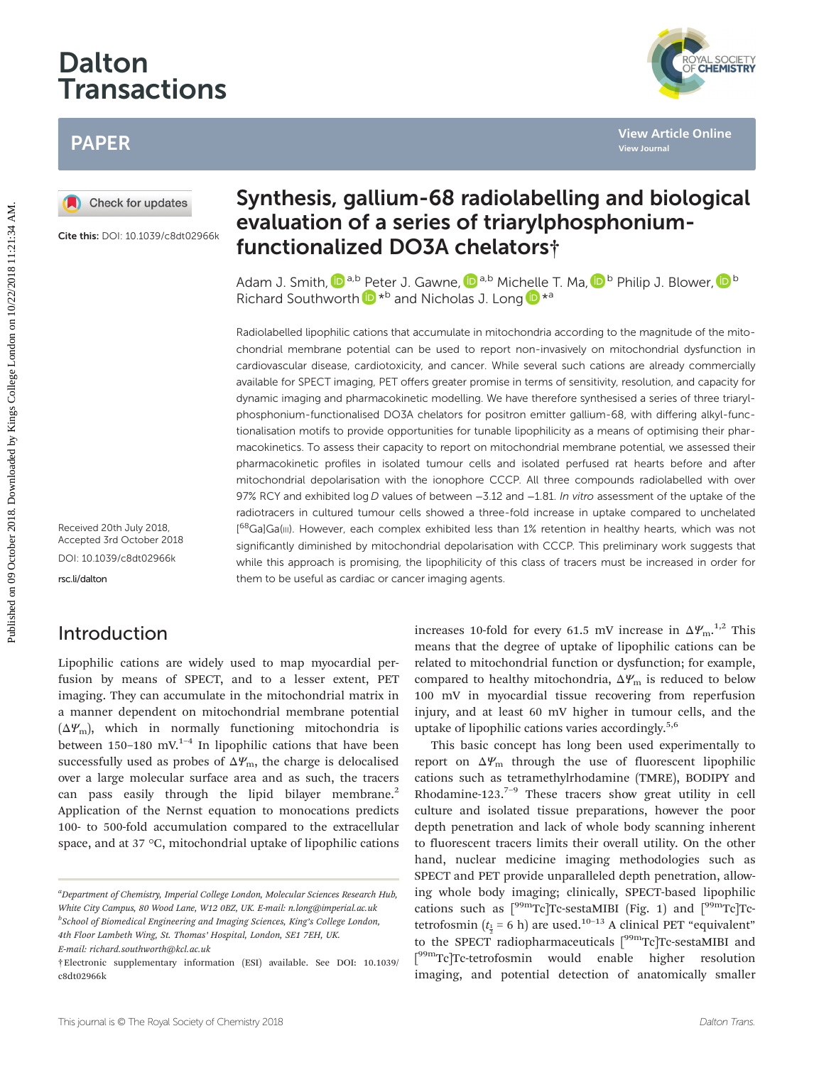# Dalton Transactions

## PAPER

Cite this: DOI: 10.1039/c8dt02966k

# Synthesis, gallium-68 radiolabelling and biological evaluation of a series of triarylphosphonium-functionalized DO3A chelators†

Adam J. Smith,[a,b] Peter J. Gawne,[a,b] Michelle T. Ma,[b] Philip J. Blower,[b] Richard Southworth*[b] and Nicholas J. Long*[a]

Received 20th July 2018, Accepted 3rd October 2018

DOI: 10.1039/c8dt02966k

rsc.li/dalton

Radiolabelled lipophilic cations that accumulate in mitochondria according to the magnitude of the mitochondrial membrane potential can be used to report non-invasively on mitochondrial dysfunction in cardiovascular disease, cardiotoxicity, and cancer. While several such cations are already commercially available for SPECT imaging, PET offers greater promise in terms of sensitivity, resolution, and capacity for dynamic imaging and pharmacokinetic modelling. We have therefore synthesised a series of three triarylphosphonium-functionalised DO3A chelators for positron emitter gallium-68, with differing alkyl-functionalisation motifs to provide opportunities for tunable lipophilicity as a means of optimising their pharmacokinetics. To assess their capacity to report on mitochondrial membrane potential, we assessed their pharmacokinetic profiles in isolated tumour cells and isolated perfused rat hearts before and after mitochondrial depolarisation with the ionophore CCCP. All three compounds radiolabelled with over 97% RCY and exhibited log *D* values of between −3.12 and −1.81. *In vitro* assessment of the uptake of the radiotracers in cultured tumour cells showed a three-fold increase in uptake compared to unchelated [$^{68}$Ga]Ga(III). However, each complex exhibited less than 1% retention in healthy hearts, which was not significantly diminished by mitochondrial depolarisation with CCCP. This preliminary work suggests that while this approach is promising, the lipophilicity of this class of tracers must be increased in order for them to be useful as cardiac or cancer imaging agents.

## Introduction

Lipophilic cations are widely used to map myocardial perfusion by means of SPECT, and to a lesser extent, PET imaging. They can accumulate in the mitochondrial matrix in a manner dependent on mitochondrial membrane potential ($\Delta\Psi_m$), which in normally functioning mitochondria is between 150–180 mV.[1–4] In lipophilic cations that have been successfully used as probes of $\Delta\Psi_m$, the charge is delocalised over a large molecular surface area and as such, the tracers can pass easily through the lipid bilayer membrane.[2] Application of the Nernst equation to monocations predicts 100- to 500-fold accumulation compared to the extracellular space, and at 37 °C, mitochondrial uptake of lipophilic cations increases 10-fold for every 61.5 mV increase in $\Delta\Psi_m$.[1,2] This means that the degree of uptake of lipophilic cations can be related to mitochondrial function or dysfunction; for example, compared to healthy mitochondria, $\Delta\Psi_m$ is reduced to below 100 mV in myocardial tissue recovering from reperfusion injury, and at least 60 mV higher in tumour cells, and the uptake of lipophilic cations varies accordingly.[5,6]

This basic concept has long been used experimentally to report on $\Delta\Psi_m$ through the use of fluorescent lipophilic cations such as tetramethylrhodamine (TMRE), BODIPY and Rhodamine-123.[7–9] These tracers show great utility in cell culture and isolated tissue preparations, however the poor depth penetration and lack of whole body scanning inherent to fluorescent tracers limits their overall utility. On the other hand, nuclear medicine imaging methodologies such as SPECT and PET provide unparalleled depth penetration, allowing whole body imaging; clinically, SPECT-based lipophilic cations such as [$^{99m}$Tc]Tc-sestaMIBI (Fig. 1) and [$^{99m}$Tc]Tc-tetrofosmin ($t_{\frac{1}{2}}$ = 6 h) are used.[10–13] A clinical PET "equivalent" to the SPECT radiopharmaceuticals [$^{99m}$Tc]Tc-sestaMIBI and [$^{99m}$Tc]Tc-tetrofosmin would enable higher resolution imaging, and potential detection of anatomically smaller

[a]Department of Chemistry, Imperial College London, Molecular Sciences Research Hub, White City Campus, 80 Wood Lane, W12 0BZ, UK. E-mail: n.long@imperial.ac.uk

[b]School of Biomedical Engineering and Imaging Sciences, King's College London, 4th Floor Lambeth Wing, St. Thomas' Hospital, London, SE1 7EH, UK. E-mail: richard.southworth@kcl.ac.uk

†Electronic supplementary information (ESI) available. See DOI: 10.1039/c8dt02966k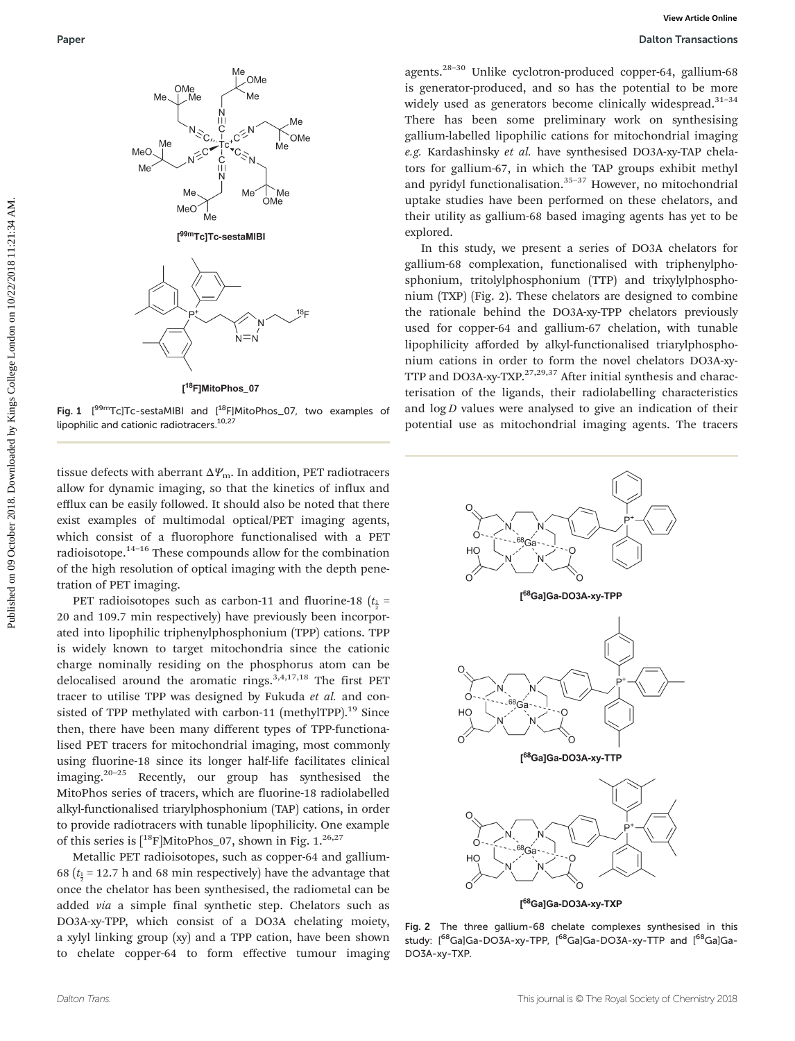Fig. 1 [$^{99m}$Tc]Tc-sestaMIBI and [$^{18}$F]MitoPhos_07, two examples of lipophilic and cationic radiotracers.[10,27]

tissue defects with aberrant $\Delta\Psi_m$. In addition, PET radiotracers allow for dynamic imaging, so that the kinetics of influx and efflux can be easily followed. It should also be noted that there exist examples of multimodal optical/PET imaging agents, which consist of a fluorophore functionalised with a PET radioisotope.[14–16] These compounds allow for the combination of the high resolution of optical imaging with the depth penetration of PET imaging.

PET radioisotopes such as carbon-11 and fluorine-18 ($t_{\frac{1}{2}}$ = 20 and 109.7 min respectively) have previously been incorporated into lipophilic triphenylphosphonium (TPP) cations. TPP is widely known to target mitochondria since the cationic charge nominally residing on the phosphorus atom can be delocalised around the aromatic rings.[3,4,17,18] The first PET tracer to utilise TPP was designed by Fukuda *et al.* and consisted of TPP methylated with carbon-11 (methylTPP).[19] Since then, there have been many different types of TPP-functionalised PET tracers for mitochondrial imaging, most commonly using fluorine-18 since its longer half-life facilitates clinical imaging.[20–25] Recently, our group has synthesised the MitoPhos series of tracers, which are fluorine-18 radiolabelled alkyl-functionalised triarylphosphonium (TAP) cations, in order to provide radiotracers with tunable lipophilicity. One example of this series is [$^{18}$F]MitoPhos_07, shown in Fig. 1.[26,27]

Metallic PET radioisotopes, such as copper-64 and gallium-68 ($t_{\frac{1}{2}}$ = 12.7 h and 68 min respectively) have the advantage that once the chelator has been synthesised, the radiometal can be added *via* a simple final synthetic step. Chelators such as DO3A-xy-TPP, which consist of a DO3A chelating moiety, a xylyl linking group (xy) and a TPP cation, have been shown to chelate copper-64 to form effective tumour imaging agents.[28–30] Unlike cyclotron-produced copper-64, gallium-68 is generator-produced, and so has the potential to be more widely used as generators become clinically widespread.[31–34] There has been some preliminary work on synthesising gallium-labelled lipophilic cations for mitochondrial imaging *e.g.* Kardashinsky *et al.* have synthesised DO3A-xy-TAP chelators for gallium-67, in which the TAP groups exhibit methyl and pyridyl functionalisation.[35–37] However, no mitochondrial uptake studies have been performed on these chelators, and their utility as gallium-68 based imaging agents has yet to be explored.

In this study, we present a series of DO3A chelators for gallium-68 complexation, functionalised with triphenylphosphonium, tritolylphosphonium (TTP) and trixylylphosphonium (TXP) (Fig. 2). These chelators are designed to combine the rationale behind the DO3A-xy-TPP chelators previously used for copper-64 and gallium-67 chelation, with tunable lipophilicity afforded by alkyl-functionalised triarylphosphonium cations in order to form the novel chelators DO3A-xy-TTP and DO3A-xy-TXP.[27,29,37] After initial synthesis and characterisation of the ligands, their radiolabelling characteristics and log *D* values were analysed to give an indication of their potential use as mitochondrial imaging agents. The tracers

Fig. 2 The three gallium-68 chelate complexes synthesised in this study: [$^{68}$Ga]Ga-DO3A-xy-TPP, [$^{68}$Ga]Ga-DO3A-xy-TTP and [$^{68}$Ga]Ga-DO3A-xy-TXP.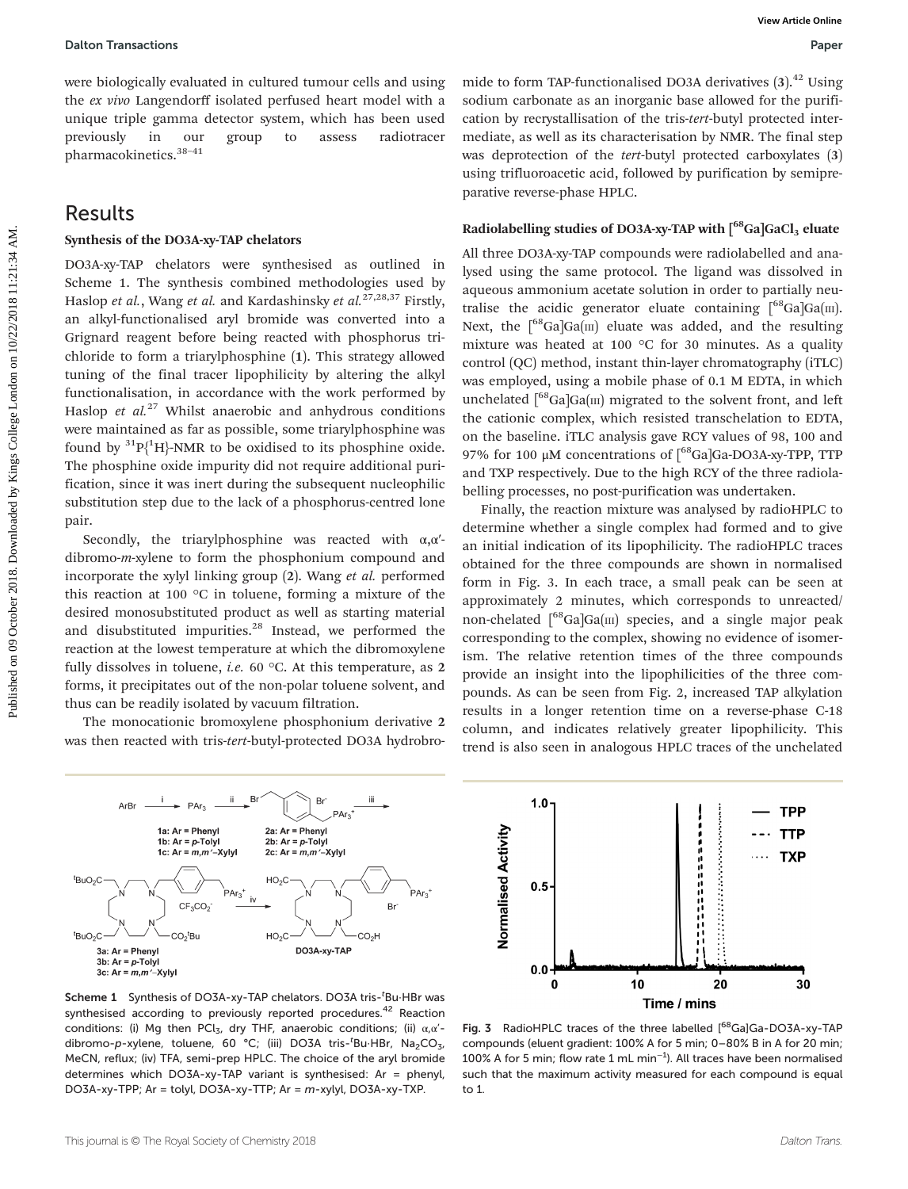were biologically evaluated in cultured tumour cells and using the *ex vivo* Langendorff isolated perfused heart model with a unique triple gamma detector system, which has been used previously in our group to assess radiotracer pharmacokinetics.[38–41]

## Results

### Synthesis of the DO3A-xy-TAP chelators

DO3A-xy-TAP chelators were synthesised as outlined in Scheme 1. The synthesis combined methodologies used by Haslop *et al.*, Wang *et al.* and Kardashinsky *et al.*[27,28,37] Firstly, an alkyl-functionalised aryl bromide was converted into a Grignard reagent before being reacted with phosphorus trichloride to form a triarylphosphine (**1**). This strategy allowed tuning of the final tracer lipophilicity by altering the alkyl functionalisation, in accordance with the work performed by Haslop *et al.*[27] Whilst anaerobic and anhydrous conditions were maintained as far as possible, some triarylphosphine was found by $^{31}P\{^{1}H\}$-NMR to be oxidised to its phosphine oxide. The phosphine oxide impurity did not require additional purification, since it was inert during the subsequent nucleophilic substitution step due to the lack of a phosphorus-centred lone pair.

Secondly, the triarylphosphine was reacted with α,α′-dibromo-*m*-xylene to form the phosphonium compound and incorporate the xylyl linking group (**2**). Wang *et al.* performed this reaction at 100 °C in toluene, forming a mixture of the desired monosubstituted product as well as starting material and disubstituted impurities.[28] Instead, we performed the reaction at the lowest temperature at which the dibromoxylene fully dissolves in toluene, *i.e.* 60 °C. At this temperature, as **2** forms, it precipitates out of the non-polar toluene solvent, and thus can be readily isolated by vacuum filtration.

The monocationic bromoxylene phosphonium derivative **2** was then reacted with tris-*tert*-butyl-protected DO3A hydrobromide to form TAP-functionalised DO3A derivatives (**3**).[42] Using sodium carbonate as an inorganic base allowed for the purification by recrystallisation of the tris-*tert*-butyl protected intermediate, as well as its characterisation by NMR. The final step was deprotection of the *tert*-butyl protected carboxylates (**3**) using trifluoroacetic acid, followed by purification by semipreparative reverse-phase HPLC.

Scheme 1 Synthesis of DO3A-xy-TAP chelators. DO3A tris-$^{t}$Bu·HBr was synthesised according to previously reported procedures.[42] Reaction conditions: (i) Mg then $PCl_3$, dry THF, anaerobic conditions; (ii) α,α′-dibromo-*p*-xylene, toluene, 60 °C; (iii) DO3A tris-$^{t}$Bu·HBr, $Na_2CO_3$, MeCN, reflux; (iv) TFA, semi-prep HPLC. The choice of the aryl bromide determines which DO3A-xy-TAP variant is synthesised: Ar = phenyl, DO3A-xy-TPP; Ar = tolyl, DO3A-xy-TTP; Ar = *m*-xylyl, DO3A-xy-TXP.

### Radiolabelling studies of DO3A-xy-TAP with [$^{68}$Ga]$GaCl_3$ eluate

All three DO3A-xy-TAP compounds were radiolabelled and analysed using the same protocol. The ligand was dissolved in aqueous ammonium acetate solution in order to partially neutralise the acidic generator eluate containing [$^{68}$Ga]Ga(III). Next, the [$^{68}$Ga]Ga(III) eluate was added, and the resulting mixture was heated at 100 °C for 30 minutes. As a quality control (QC) method, instant thin-layer chromatography (iTLC) was employed, using a mobile phase of 0.1 M EDTA, in which unchelated [$^{68}$Ga]Ga(III) migrated to the solvent front, and left the cationic complex, which resisted transchelation to EDTA, on the baseline. iTLC analysis gave RCY values of 98, 100 and 97% for 100 μM concentrations of [$^{68}$Ga]Ga-DO3A-xy-TPP, TTP and TXP respectively. Due to the high RCY of the three radiolabelling processes, no post-purification was undertaken.

Finally, the reaction mixture was analysed by radioHPLC to determine whether a single complex had formed and to give an initial indication of its lipophilicity. The radioHPLC traces obtained for the three compounds are shown in normalised form in Fig. 3. In each trace, a small peak can be seen at approximately 2 minutes, which corresponds to unreacted/non-chelated [$^{68}$Ga]Ga(III) species, and a single major peak corresponding to the complex, showing no evidence of isomerism. The relative retention times of the three compounds provide an insight into the lipophilicities of the three compounds. As can be seen from Fig. 2, increased TAP alkylation results in a longer retention time on a reverse-phase C-18 column, and indicates relatively greater lipophilicity. This trend is also seen in analogous HPLC traces of the unchelated

Fig. 3 RadioHPLC traces of the three labelled [$^{68}$Ga]Ga-DO3A-xy-TAP compounds (eluent gradient: 100% A for 5 min; 0–80% B in A for 20 min; 100% A for 5 min; flow rate 1 mL min$^{-1}$). All traces have been normalised such that the maximum activity measured for each compound is equal to 1.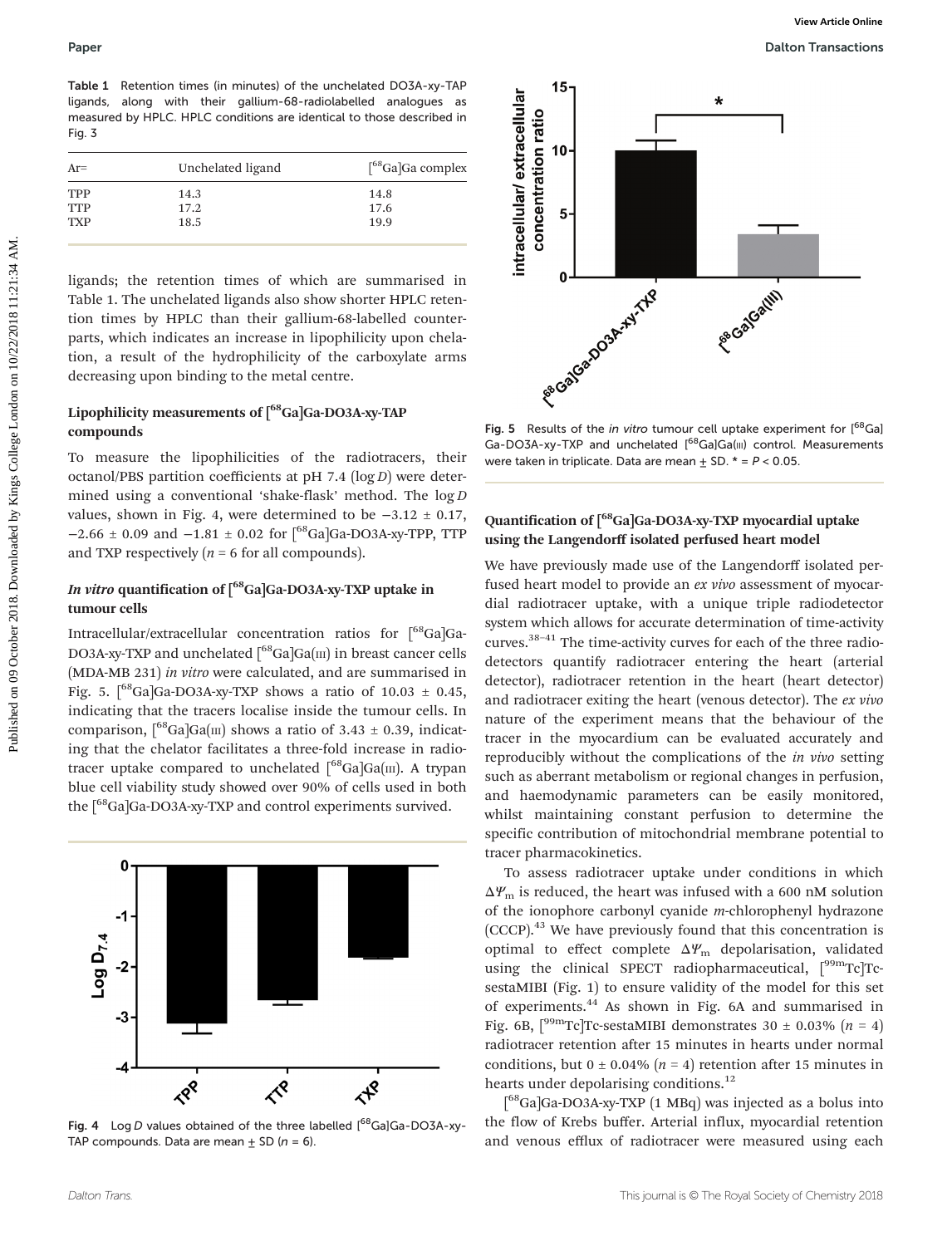Table 1 Retention times (in minutes) of the unchelated DO3A-xy-TAP ligands, along with their gallium-68-radiolabelled analogues as measured by HPLC. HPLC conditions are identical to those described in Fig. 3

| Ar= | Unchelated ligand | [$^{68}$Ga]Ga complex |
|---|---|---|
| TPP | 14.3 | 14.8 |
| TTP | 17.2 | 17.6 |
| TXP | 18.5 | 19.9 |

ligands; the retention times of which are summarised in Table 1. The unchelated ligands also show shorter HPLC retention times by HPLC than their gallium-68-labelled counterparts, which indicates an increase in lipophilicity upon chelation, a result of the hydrophilicity of the carboxylate arms decreasing upon binding to the metal centre.

### Lipophilicity measurements of [$^{68}$Ga]Ga-DO3A-xy-TAP compounds

To measure the lipophilicities of the radiotracers, their octanol/PBS partition coefficients at pH 7.4 (log *D*) were determined using a conventional 'shake-flask' method. The log *D* values, shown in Fig. 4, were determined to be −3.12 ± 0.17, −2.66 ± 0.09 and −1.81 ± 0.02 for [$^{68}$Ga]Ga-DO3A-xy-TPP, TTP and TXP respectively (*n* = 6 for all compounds).

### *In vitro* quantification of [$^{68}$Ga]Ga-DO3A-xy-TXP uptake in tumour cells

Intracellular/extracellular concentration ratios for [$^{68}$Ga]Ga-DO3A-xy-TXP and unchelated [$^{68}$Ga]Ga(III) in breast cancer cells (MDA-MB 231) *in vitro* were calculated, and are summarised in Fig. 5. [$^{68}$Ga]Ga-DO3A-xy-TXP shows a ratio of 10.03 ± 0.45, indicating that the tracers localise inside the tumour cells. In comparison, [$^{68}$Ga]Ga(III) shows a ratio of 3.43 ± 0.39, indicating that the chelator facilitates a three-fold increase in radiotracer uptake compared to unchelated [$^{68}$Ga]Ga(III). A trypan blue cell viability study showed over 90% of cells used in both the [$^{68}$Ga]Ga-DO3A-xy-TXP and control experiments survived.

Fig. 4 Log *D* values obtained of the three labelled [$^{68}$Ga]Ga-DO3A-xy-TAP compounds. Data are mean ± SD (*n* = 6).

Fig. 5 Results of the *in vitro* tumour cell uptake experiment for [$^{68}$Ga]Ga-DO3A-xy-TXP and unchelated [$^{68}$Ga]Ga(III) control. Measurements were taken in triplicate. Data are mean ± SD. * = $P < 0.05$.

### Quantification of [$^{68}$Ga]Ga-DO3A-xy-TXP myocardial uptake using the Langendorff isolated perfused heart model

We have previously made use of the Langendorff isolated perfused heart model to provide an *ex vivo* assessment of myocardial radiotracer uptake, with a unique triple radiodetector system which allows for accurate determination of time-activity curves.[38–41] The time-activity curves for each of the three radiodetectors quantify radiotracer entering the heart (arterial detector), radiotracer retention in the heart (heart detector) and radiotracer exiting the heart (venous detector). The *ex vivo* nature of the experiment means that the behaviour of the tracer in the myocardium can be evaluated accurately and reproducibly without the complications of the *in vivo* setting such as aberrant metabolism or regional changes in perfusion, and haemodynamic parameters can be easily monitored, whilst maintaining constant perfusion to determine the specific contribution of mitochondrial membrane potential to tracer pharmacokinetics.

To assess radiotracer uptake under conditions in which $\Delta\Psi_m$ is reduced, the heart was infused with a 600 nM solution of the ionophore carbonyl cyanide *m*-chlorophenyl hydrazone (CCCP).[43] We have previously found that this concentration is optimal to effect complete $\Delta\Psi_m$ depolarisation, validated using the clinical SPECT radiopharmaceutical, [$^{99m}$Tc]Tc-sestaMIBI (Fig. 1) to ensure validity of the model for this set of experiments.[44] As shown in Fig. 6A and summarised in Fig. 6B, [$^{99m}$Tc]Tc-sestaMIBI demonstrates 30 ± 0.03% (*n* = 4) radiotracer retention after 15 minutes in hearts under normal conditions, but 0 ± 0.04% (*n* = 4) retention after 15 minutes in hearts under depolarising conditions.[12]

[$^{68}$Ga]Ga-DO3A-xy-TXP (1 MBq) was injected as a bolus into the flow of Krebs buffer. Arterial influx, myocardial retention and venous efflux of radiotracer were measured using each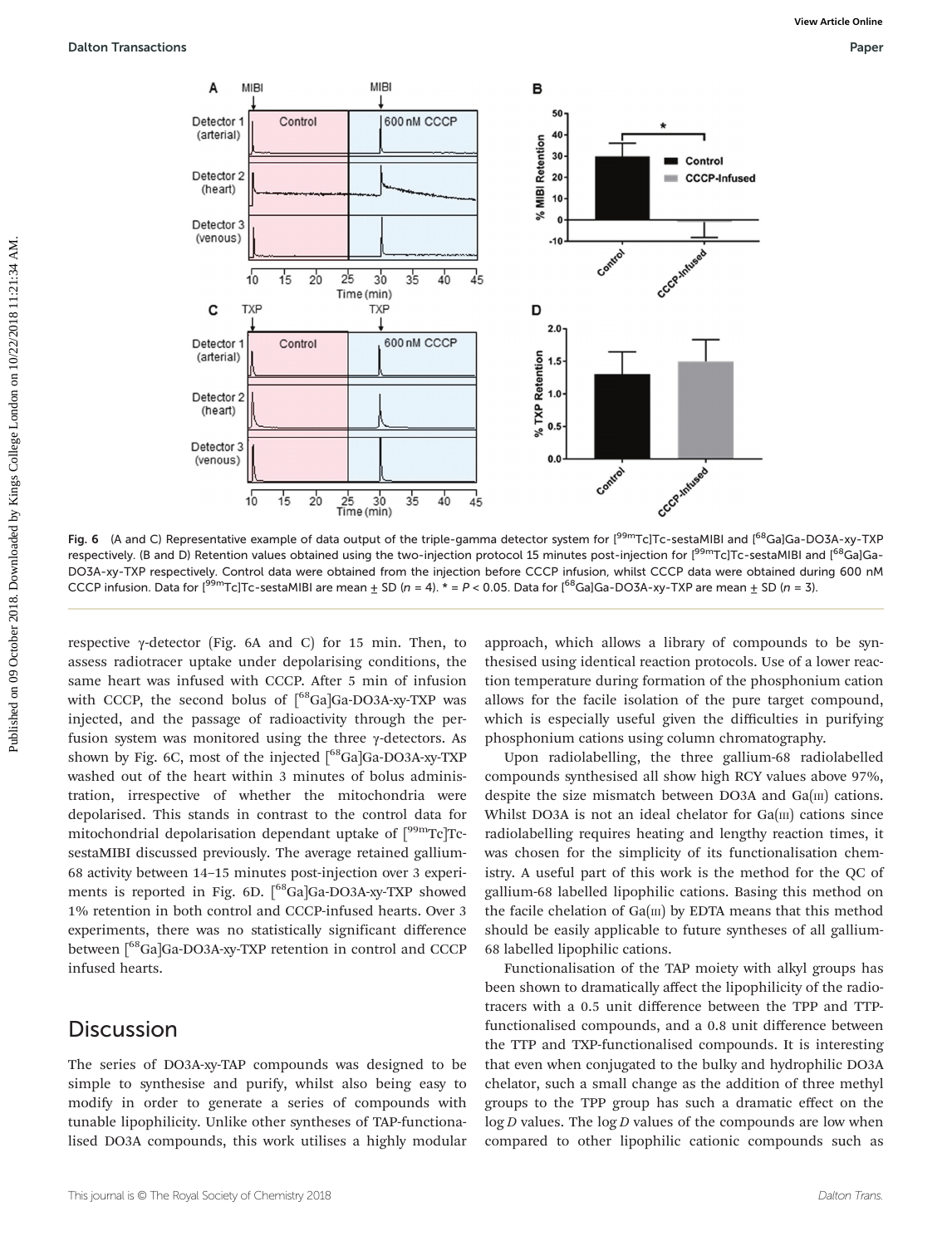Fig. 6 (A and C) Representative example of data output of the triple-gamma detector system for [$^{99m}$Tc]Tc-sestaMIBI and [$^{68}$Ga]Ga-DO3A-xy-TXP respectively. (B and D) Retention values obtained using the two-injection protocol 15 minutes post-injection for [$^{99m}$Tc]Tc-sestaMIBI and [$^{68}$Ga]Ga-DO3A-xy-TXP respectively. Control data were obtained from the injection before CCCP infusion, whilst CCCP data were obtained during 600 nM CCCP infusion. Data for [$^{99m}$Tc]Tc-sestaMIBI are mean ± SD ($n$ = 4). * = $P$ < 0.05. Data for [$^{68}$Ga]Ga-DO3A-xy-TXP are mean ± SD ($n$ = 3).

respective γ-detector (Fig. 6A and C) for 15 min. Then, to assess radiotracer uptake under depolarising conditions, the same heart was infused with CCCP. After 5 min of infusion with CCCP, the second bolus of [$^{68}$Ga]Ga-DO3A-xy-TXP was injected, and the passage of radioactivity through the perfusion system was monitored using the three γ-detectors. As shown by Fig. 6C, most of the injected [$^{68}$Ga]Ga-DO3A-xy-TXP washed out of the heart within 3 minutes of bolus administration, irrespective of whether the mitochondria were depolarised. This stands in contrast to the control data for mitochondrial depolarisation dependant uptake of [$^{99m}$Tc]Tc-sestaMIBI discussed previously. The average retained gallium-68 activity between 14–15 minutes post-injection over 3 experiments is reported in Fig. 6D. [$^{68}$Ga]Ga-DO3A-xy-TXP showed 1% retention in both control and CCCP-infused hearts. Over 3 experiments, there was no statistically significant difference between [$^{68}$Ga]Ga-DO3A-xy-TXP retention in control and CCCP infused hearts.

## Discussion

The series of DO3A-xy-TAP compounds was designed to be simple to synthesise and purify, whilst also being easy to modify in order to generate a series of compounds with tunable lipophilicity. Unlike other syntheses of TAP-functionalised DO3A compounds, this work utilises a highly modular approach, which allows a library of compounds to be synthesised using identical reaction protocols. Use of a lower reaction temperature during formation of the phosphonium cation allows for the facile isolation of the pure target compound, which is especially useful given the difficulties in purifying phosphonium cations using column chromatography.

Upon radiolabelling, the three gallium-68 radiolabelled compounds synthesised all show high RCY values above 97%, despite the size mismatch between DO3A and Ga(III) cations. Whilst DO3A is not an ideal chelator for Ga(III) cations since radiolabelling requires heating and lengthy reaction times, it was chosen for the simplicity of its functionalisation chemistry. A useful part of this work is the method for the QC of gallium-68 labelled lipophilic cations. Basing this method on the facile chelation of Ga(III) by EDTA means that this method should be easily applicable to future syntheses of all gallium-68 labelled lipophilic cations.

Functionalisation of the TAP moiety with alkyl groups has been shown to dramatically affect the lipophilicity of the radiotracers with a 0.5 unit difference between the TPP and TTP-functionalised compounds, and a 0.8 unit difference between the TTP and TXP-functionalised compounds. It is interesting that even when conjugated to the bulky and hydrophilic DO3A chelator, such a small change as the addition of three methyl groups to the TPP group has such a dramatic effect on the log $D$ values. The log $D$ values of the compounds are low when compared to other lipophilic cationic compounds such as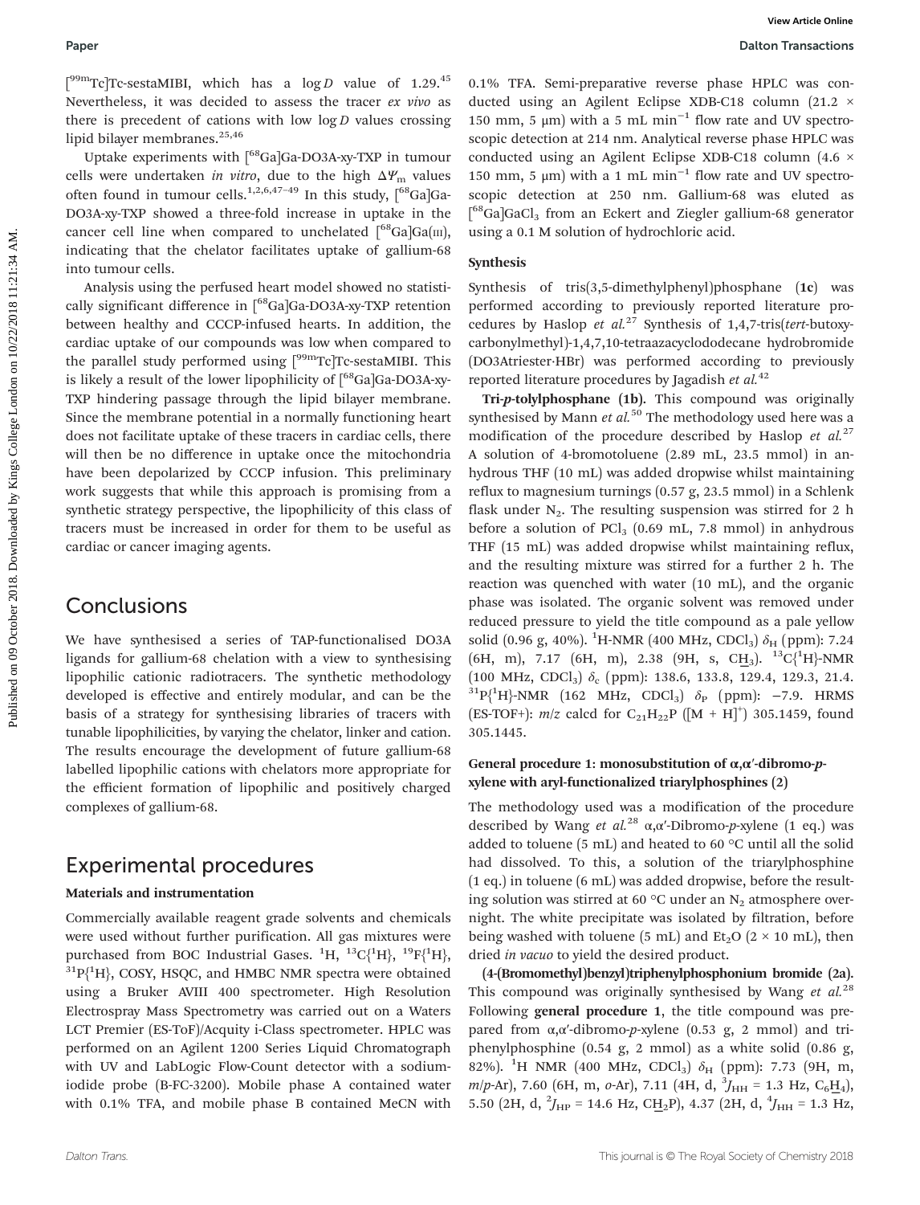[$^{99m}$Tc]Tc-sestaMIBI, which has a log*D* value of 1.29.[45] Nevertheless, it was decided to assess the tracer *ex vivo* as there is precedent of cations with low log*D* values crossing lipid bilayer membranes.[25,46]

Uptake experiments with [$^{68}$Ga]Ga-DO3A-xy-TXP in tumour cells were undertaken *in vitro*, due to the high $\Delta\Psi_m$ values often found in tumour cells.[1,2,6,47–49] In this study, [$^{68}$Ga]Ga-DO3A-xy-TXP showed a three-fold increase in uptake in the cancer cell line when compared to unchelated [$^{68}$Ga]Ga(III), indicating that the chelator facilitates uptake of gallium-68 into tumour cells.

Analysis using the perfused heart model showed no statistically significant difference in [$^{68}$Ga]Ga-DO3A-xy-TXP retention between healthy and CCCP-infused hearts. In addition, the cardiac uptake of our compounds was low when compared to the parallel study performed using [$^{99m}$Tc]Tc-sestaMIBI. This is likely a result of the lower lipophilicity of [$^{68}$Ga]Ga-DO3A-xy-TXP hindering passage through the lipid bilayer membrane. Since the membrane potential in a normally functioning heart does not facilitate uptake of these tracers in cardiac cells, there will then be no difference in uptake once the mitochondria have been depolarized by CCCP infusion. This preliminary work suggests that while this approach is promising from a synthetic strategy perspective, the lipophilicity of this class of tracers must be increased in order for them to be useful as cardiac or cancer imaging agents.

## Conclusions

We have synthesised a series of TAP-functionalised DO3A ligands for gallium-68 chelation with a view to synthesising lipophilic cationic radiotracers. The synthetic methodology developed is effective and entirely modular, and can be the basis of a strategy for synthesising libraries of tracers with tunable lipophilicities, by varying the chelator, linker and cation. The results encourage the development of future gallium-68 labelled lipophilic cations with chelators more appropriate for the efficient formation of lipophilic and positively charged complexes of gallium-68.

## Experimental procedures

### Materials and instrumentation

Commercially available reagent grade solvents and chemicals were used without further purification. All gas mixtures were purchased from BOC Industrial Gases. $^{1}$H, $^{13}$C{$^{1}$H}, $^{19}$F{$^{1}$H}, $^{31}$P{$^{1}$H}, COSY, HSQC, and HMBC NMR spectra were obtained using a Bruker AVIII 400 spectrometer. High Resolution Electrospray Mass Spectrometry was carried out on a Waters LCT Premier (ES-ToF)/Acquity i-Class spectrometer. HPLC was performed on an Agilent 1200 Series Liquid Chromatograph with UV and LabLogic Flow-Count detector with a sodium-iodide probe (B-FC-3200). Mobile phase A contained water with 0.1% TFA, and mobile phase B contained MeCN with 0.1% TFA. Semi-preparative reverse phase HPLC was conducted using an Agilent Eclipse XDB-C18 column (21.2 × 150 mm, 5 μm) with a 5 mL min$^{-1}$ flow rate and UV spectroscopic detection at 214 nm. Analytical reverse phase HPLC was conducted using an Agilent Eclipse XDB-C18 column (4.6 × 150 mm, 5 μm) with a 1 mL min$^{-1}$ flow rate and UV spectroscopic detection at 250 nm. Gallium-68 was eluted as [$^{68}$Ga]GaCl$_3$ from an Eckert and Ziegler gallium-68 generator using a 0.1 M solution of hydrochloric acid.

### Synthesis

Synthesis of tris(3,5-dimethylphenyl)phosphane (**1c**) was performed according to previously reported literature procedures by Haslop *et al.*[27] Synthesis of 1,4,7-tris(*tert*-butoxycarbonylmethyl)-1,4,7,10-tetraazacyclododecane hydrobromide (DO3Atriester·HBr) was performed according to previously reported literature procedures by Jagadish *et al.*[42]

**Tri-*p*-tolylphosphane (1b).** This compound was originally synthesised by Mann *et al.*[50] The methodology used here was a modification of the procedure described by Haslop *et al.*[27] A solution of 4-bromotoluene (2.89 mL, 23.5 mmol) in anhydrous THF (10 mL) was added dropwise whilst maintaining reflux to magnesium turnings (0.57 g, 23.5 mmol) in a Schlenk flask under $N_2$. The resulting suspension was stirred for 2 h before a solution of $PCl_3$ (0.69 mL, 7.8 mmol) in anhydrous THF (15 mL) was added dropwise whilst maintaining reflux, and the resulting mixture was stirred for a further 2 h. The reaction was quenched with water (10 mL), and the organic phase was isolated. The organic solvent was removed under reduced pressure to yield the title compound as a pale yellow solid (0.96 g, 40%). $^{1}$H-NMR (400 MHz, $CDCl_3$) $\delta_H$ (ppm): 7.24 (6H, m), 7.17 (6H, m), 2.38 (9H, s, C$\underline{H}_3$). $^{13}$C{$^{1}$H}-NMR (100 MHz, $CDCl_3$) $\delta_C$ (ppm): 138.6, 133.8, 129.4, 129.3, 21.4. $^{31}$P{$^{1}$H}-NMR (162 MHz, $CDCl_3$) $\delta_P$ (ppm): −7.9. HRMS (ES-TOF+): *m*/*z* calcd for $C_{21}H_{22}P$ ([M + H]$^+$) 305.1459, found 305.1445.

### General procedure 1: monosubstitution of α,α′-dibromo-*p*-xylene with aryl-functionalized triarylphosphines (2)

The methodology used was a modification of the procedure described by Wang *et al.*[28] α,α′-Dibromo-*p*-xylene (1 eq.) was added to toluene (5 mL) and heated to 60 °C until all the solid had dissolved. To this, a solution of the triarylphosphine (1 eq.) in toluene (6 mL) was added dropwise, before the resulting solution was stirred at 60 °C under an $N_2$ atmosphere overnight. The white precipitate was isolated by filtration, before being washed with toluene (5 mL) and $Et_2O$ (2 × 10 mL), then dried *in vacuo* to yield the desired product.

**(4-(Bromomethyl)benzyl)triphenylphosphonium bromide (2a).** This compound was originally synthesised by Wang *et al.*[28] Following **general procedure 1**, the title compound was prepared from α,α′-dibromo-*p*-xylene (0.53 g, 2 mmol) and triphenylphosphine (0.54 g, 2 mmol) as a white solid (0.86 g, 82%). $^{1}$H NMR (400 MHz, $CDCl_3$) $\delta_H$ (ppm): 7.73 (9H, m, *m*/*p*-Ar), 7.60 (6H, m, *o*-Ar), 7.11 (4H, d, $^{3}J_{HH}$ = 1.3 Hz, $C_6\underline{H}_4$), 5.50 (2H, d, $^{2}J_{HP}$ = 14.6 Hz, C$\underline{H}_2$P), 4.37 (2H, d, $^{4}J_{HH}$ = 1.3 Hz,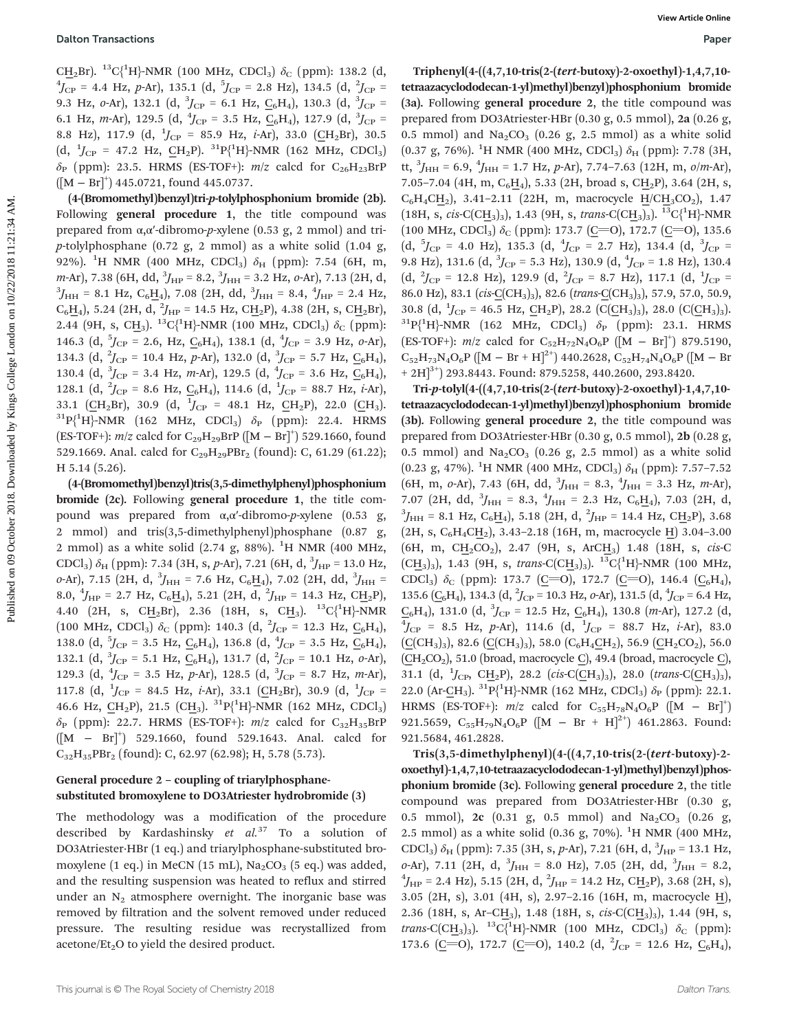$CH_2$Br). $^{13}C\{^1H\}$-NMR (100 MHz, $CDCl_3$) $\delta_C$ (ppm): 138.2 (d, $^4J_{CP}$ = 4.4 Hz, *p*-Ar), 135.1 (d, $^5J_{CP}$ = 2.8 Hz), 134.5 (d, $^2J_{CP}$ = 9.3 Hz, *o*-Ar), 132.1 (d, $^3J_{CP}$ = 6.1 Hz, $C_6H_4$), 130.3 (d, $^3J_{CP}$ = 6.1 Hz, *m*-Ar), 129.5 (d, $^4J_{CP}$ = 3.5 Hz, $C_6H_4$), 127.9 (d, $^3J_{CP}$ = 8.8 Hz), 117.9 (d, $^1J_{CP}$ = 85.9 Hz, *i*-Ar), 33.0 ($CH_2$Br), 30.5 (d, $^1J_{CP}$ = 47.2 Hz, $CH_2$P). $^{31}P\{^1H\}$-NMR (162 MHz, $CDCl_3$) $\delta_P$ (ppm): 23.5. HRMS (ES-TOF+): *m/z* calcd for $C_{26}H_{23}BrP$ ($[M - Br]^+$) 445.0721, found 445.0737.

**(4-(Bromomethyl)benzyl)tri-*p*-tolylphosphonium bromide (2b).** Following **general procedure 1**, the title compound was prepared from α,α′-dibromo-*p*-xylene (0.53 g, 2 mmol) and tri-*p*-tolylphosphane (0.72 g, 2 mmol) as a white solid (1.04 g, 92%). $^1$H NMR (400 MHz, $CDCl_3$) $\delta_H$ (ppm): 7.54 (6H, m, *m*-Ar), 7.38 (6H, dd, $^3J_{HP}$ = 8.2, $^3J_{HH}$ = 3.2 Hz, *o*-Ar), 7.13 (2H, d, $^3J_{HH}$ = 8.1 Hz, $C_6H_4$), 7.08 (2H, dd, $^3J_{HH}$ = 8.4, $^4J_{HP}$ = 2.4 Hz, $C_6H_4$), 5.24 (2H, d, $^2J_{HP}$ = 14.5 Hz, $CH_2$P), 4.38 (2H, s, $CH_2$Br), 2.44 (9H, s, $CH_3$). $^{13}C\{^1H\}$-NMR (100 MHz, $CDCl_3$) $\delta_C$ (ppm): 146.3 (d, $^5J_{CP}$ = 2.6, Hz, $C_6H_4$), 138.1 (d, $^4J_{CP}$ = 3.9 Hz, *o*-Ar), 134.3 (d, $^2J_{CP}$ = 10.4 Hz, *p*-Ar), 132.0 (d, $^3J_{CP}$ = 5.7 Hz, $C_6H_4$), 130.4 (d, $^3J_{CP}$ = 3.4 Hz, *m*-Ar), 129.5 (d, $^4J_{CP}$ = 3.6 Hz, $C_6H_4$), 128.1 (d, $^2J_{CP}$ = 8.6 Hz, $C_6H_4$), 114.6 (d, $^1J_{CP}$ = 88.7 Hz, *i*-Ar), 33.1 ($CH_2$Br), 30.9 (d, $^1J_{CP}$ = 48.1 Hz, $CH_2$P), 22.0 ($CH_3$). $^{31}P\{^1H\}$-NMR (162 MHz, $CDCl_3$) $\delta_P$ (ppm): 22.4. HRMS (ES-TOF+): *m/z* calcd for $C_{29}H_{29}BrP$ ($[M - Br]^+$) 529.1660, found 529.1669. Anal. calcd for $C_{29}H_{29}PBr_2$ (found): C, 61.29 (61.22); H 5.14 (5.26).

**(4-(Bromomethyl)benzyl)tris(3,5-dimethylphenyl)phosphonium bromide (2c).** Following **general procedure 1**, the title compound was prepared from α,α′-dibromo-*p*-xylene (0.53 g, 2 mmol) and tris(3,5-dimethylphenyl)phosphane (0.87 g, 2 mmol) as a white solid (2.74 g, 88%). $^1$H NMR (400 MHz, $CDCl_3$) $\delta_H$ (ppm): 7.34 (3H, s, *p*-Ar), 7.21 (6H, d, $^3J_{HP}$ = 13.0 Hz, *o*-Ar), 7.15 (2H, d, $^3J_{HH}$ = 7.6 Hz, $C_6H_4$), 7.02 (2H, dd, $^3J_{HH}$ = 8.0, $^4J_{HP}$ = 2.7 Hz, $C_6H_4$), 5.21 (2H, d, $^2J_{HP}$ = 14.3 Hz, $CH_2$P), 4.40 (2H, s, $CH_2$Br), 2.36 (18H, s, $CH_3$). $^{13}C\{^1H\}$-NMR (100 MHz, $CDCl_3$) $\delta_C$ (ppm): 140.3 (d, $^2J_{CP}$ = 12.3 Hz, $C_6H_4$), 138.0 (d, $^5J_{CP}$ = 3.5 Hz, $C_6H_4$), 136.8 (d, $^4J_{CP}$ = 3.5 Hz, $C_6H_4$), 132.1 (d, $^3J_{CP}$ = 5.1 Hz, $C_6H_4$), 131.7 (d, $^2J_{CP}$ = 10.1 Hz, *o*-Ar), 129.3 (d, $^4J_{CP}$ = 3.5 Hz, *p*-Ar), 128.5 (d, $^3J_{CP}$ = 8.7 Hz, *m*-Ar), 117.8 (d, $^1J_{CP}$ = 84.5 Hz, *i*-Ar), 33.1 ($CH_2$Br), 30.9 (d, $^1J_{CP}$ = 46.6 Hz, $CH_2$P), 21.5 ($CH_3$). $^{31}P\{^1H\}$-NMR (162 MHz, $CDCl_3$) $\delta_P$ (ppm): 22.7. HRMS (ES-TOF+): *m/z* calcd for $C_{32}H_{35}BrP$ ($[M - Br]^+$) 529.1660, found 529.1643. Anal. calcd for $C_{32}H_{35}PBr_2$ (found): C, 62.97 (62.98); H, 5.78 (5.73).

### General procedure 2 – coupling of triarylphosphane-substituted bromoxylene to DO3Atriester hydrobromide (3)

The methodology was a modification of the procedure described by Kardashinsky *et al.*[37] To a solution of DO3Atriester·HBr (1 eq.) and triarylphosphane-substituted bromoxylene (1 eq.) in MeCN (15 mL), $Na_2CO_3$ (5 eq.) was added, and the resulting suspension was heated to reflux and stirred under an $N_2$ atmosphere overnight. The inorganic base was removed by filtration and the solvent removed under reduced pressure. The resulting residue was recrystallized from acetone/$Et_2O$ to yield the desired product.

**Triphenyl(4-((4,7,10-tris(2-(*tert*-butoxy)-2-oxoethyl)-1,4,7,10-tetraazacyclododecan-1-yl)methyl)benzyl)phosphonium bromide (3a).** Following **general procedure 2**, the title compound was prepared from DO3Atriester·HBr (0.30 g, 0.5 mmol), **2a** (0.26 g, 0.5 mmol) and $Na_2CO_3$ (0.26 g, 2.5 mmol) as a white solid (0.37 g, 76%). $^1$H NMR (400 MHz, $CDCl_3$) $\delta_H$ (ppm): 7.78 (3H, tt, $^3J_{HH}$ = 6.9, $^4J_{HH}$ = 1.7 Hz, *p*-Ar), 7.74–7.63 (12H, m, *o*/*m*-Ar), 7.05–7.04 (4H, m, $C_6H_4$), 5.33 (2H, broad s, $CH_2$P), 3.64 (2H, s, $C_6H_4CH_2$), 3.41–2.11 (22H, m, macrocycle H/$CH_2CO_2$), 1.47 (18H, s, *cis*-C($CH_3$)$_3$), 1.43 (9H, s, *trans*-C($CH_3$)$_3$). $^{13}C\{^1H\}$-NMR (100 MHz, $CDCl_3$) $\delta_C$ (ppm): 173.7 (C=O), 172.7 (C=O), 135.6 (d, $^5J_{CP}$ = 4.0 Hz), 135.3 (d, $^4J_{CP}$ = 2.7 Hz), 134.4 (d, $^3J_{CP}$ = 9.8 Hz), 131.6 (d, $^3J_{CP}$ = 5.3 Hz), 130.9 (d, $^4J_{CP}$ = 1.8 Hz), 130.4 (d, $^2J_{CP}$ = 12.8 Hz), 129.9 (d, $^2J_{CP}$ = 8.7 Hz), 117.1 (d, $^1J_{CP}$ = 86.0 Hz), 83.1 (*cis*-C($CH_3$)$_3$), 82.6 (*trans*-C($CH_3$)$_3$), 57.9, 57.0, 50.9, 30.8 (d, $^1J_{CP}$ = 46.5 Hz, $CH_2$P), 28.2 (C($CH_3$)$_3$), 28.0 (C($CH_3$)$_3$). $^{31}P\{^1H\}$-NMR (162 MHz, $CDCl_3$) $\delta_P$ (ppm): 23.1. HRMS (ES-TOF+): *m/z* calcd for $C_{52}H_{72}N_4O_6P$ ($[M - Br]^+$) 879.5190, $C_{52}H_{73}N_4O_6P$ ($[M - Br + H]^{2+}$) 440.2628, $C_{52}H_{74}N_4O_6P$ ($[M - Br + 2H]^{3+}$) 293.8443. Found: 879.5258, 440.2600, 293.8420.

**Tri-*p*-tolyl(4-((4,7,10-tris(2-(*tert*-butoxy)-2-oxoethyl)-1,4,7,10-tetraazacyclododecan-1-yl)methyl)benzyl)phosphonium bromide (3b).** Following **general procedure 2**, the title compound was prepared from DO3Atriester·HBr (0.30 g, 0.5 mmol), **2b** (0.28 g, 0.5 mmol) and $Na_2CO_3$ (0.26 g, 2.5 mmol) as a white solid (0.23 g, 47%). $^1$H NMR (400 MHz, $CDCl_3$) $\delta_H$ (ppm): 7.57–7.52 (6H, m, *o*-Ar), 7.43 (6H, dd, $^3J_{HH}$ = 8.3, $^4J_{HH}$ = 3.3 Hz, *m*-Ar), 7.07 (2H, dd, $^3J_{HH}$ = 8.3, $^4J_{HP}$ = 2.3 Hz, $C_6H_4$), 7.03 (2H, d, $^3J_{HH}$ = 8.1 Hz, $C_6H_4$), 5.18 (2H, d, $^2J_{HP}$ = 14.4 Hz, $CH_2$P), 3.68 (2H, s, $C_6H_4CH_2$), 3.43–2.18 (16H, m, macrocycle H) 3.04–3.00 (6H, m, $CH_2CO_2$), 2.47 (9H, s, Ar$CH_3$) 1.48 (18H, s, *cis*-C($CH_3$)$_3$), 1.43 (9H, s, *trans*-C($CH_3$)$_3$). $^{13}C\{^1H\}$-NMR (100 MHz, $CDCl_3$) $\delta_C$ (ppm): 173.7 (C=O), 172.7 (C=O), 146.4 ($C_6H_4$), 135.6 ($C_6H_4$), 134.3 (d, $^2J_{CP}$ = 10.3 Hz, *o*-Ar), 131.5 (d, $^4J_{CP}$ = 6.4 Hz, $C_6H_4$), 131.0 (d, $^3J_{CP}$ = 12.5 Hz, $C_6H_4$), 130.8 (*m*-Ar), 127.2 (d, $^4J_{CP}$ = 8.5 Hz, *p*-Ar), 114.6 (d, $^1J_{CP}$ = 88.7 Hz, *i*-Ar), 83.0 (C($CH_3$)$_3$), 82.6 (C($CH_3$)$_3$), 58.0 ($C_6H_4CH_2$), 56.9 ($CH_2CO_2$), 56.0 ($CH_2CO_2$), 51.0 (broad, macrocycle C), 49.4 (broad, macrocycle C), 31.1 (d, $^1J_{CP}$, $CH_2$P), 28.2 (*cis*-C($CH_3$)$_3$), 28.0 (*trans*-C($CH_3$)$_3$), 22.0 (Ar-$CH_3$). $^{31}P\{^1H\}$-NMR (162 MHz, $CDCl_3$) $\delta_P$ (ppm): 22.1. HRMS (ES-TOF+): *m/z* calcd for $C_{55}H_{78}N_4O_6P$ ($[M - Br]^+$) 921.5659, $C_{55}H_{79}N_4O_6P$ ($[M - Br + H]^{2+}$) 461.2863. Found: 921.5684, 461.2828.

**Tris(3,5-dimethylphenyl)(4-((4,7,10-tris(2-(*tert*-butoxy)-2-oxoethyl)-1,4,7,10-tetraazacyclododecan-1-yl)methyl)benzyl)phosphonium bromide (3c).** Following **general procedure 2**, the title compound was prepared from DO3Atriester·HBr (0.30 g, 0.5 mmol), **2c** (0.31 g, 0.5 mmol) and $Na_2CO_3$ (0.26 g, 2.5 mmol) as a white solid (0.36 g, 70%). $^1$H NMR (400 MHz, $CDCl_3$) $\delta_H$ (ppm): 7.35 (3H, s, *p*-Ar), 7.21 (6H, d, $^3J_{HP}$ = 13.1 Hz, *o*-Ar), 7.11 (2H, d, $^3J_{HH}$ = 8.0 Hz), 7.05 (2H, dd, $^3J_{HH}$ = 8.2, $^4J_{HP}$ = 2.4 Hz), 5.15 (2H, d, $^2J_{HP}$ = 14.2 Hz, $CH_2$P), 3.68 (2H, s), 3.05 (2H, s), 3.01 (4H, s), 2.97–2.16 (16H, m, macrocycle H), 2.36 (18H, s, Ar–$CH_3$), 1.48 (18H, s, *cis*-C($CH_3$)$_3$), 1.44 (9H, s, *trans*-C($CH_3$)$_3$). $^{13}C\{^1H\}$-NMR (100 MHz, $CDCl_3$) $\delta_C$ (ppm): 173.6 (C=O), 172.7 (C=O), 140.2 (d, $^2J_{CP}$ = 12.6 Hz, $C_6H_4$),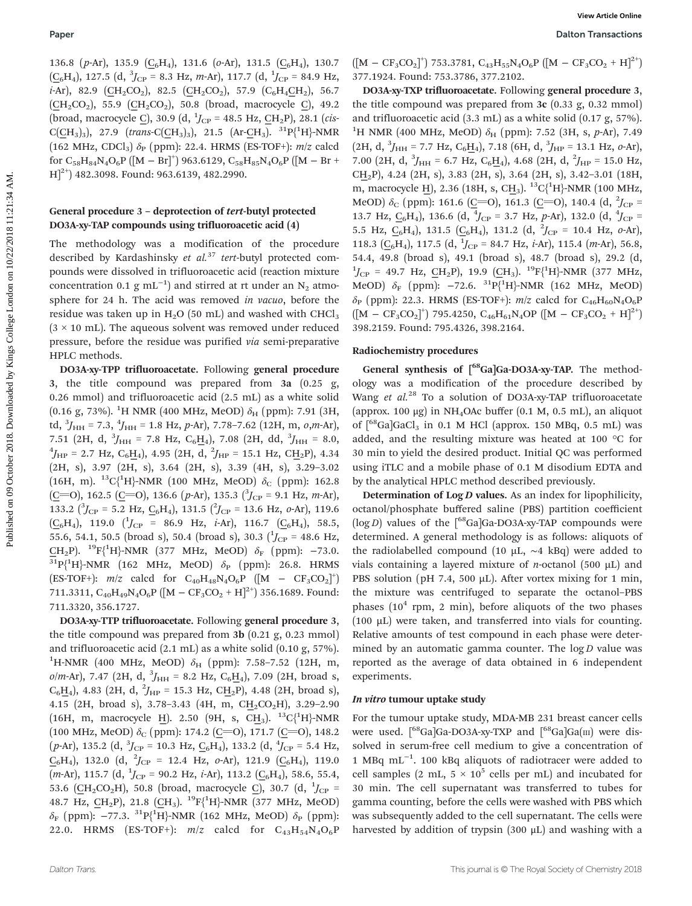136.8 (*p*-Ar), 135.9 ($C_6H_4$), 131.6 (*o*-Ar), 131.5 ($C_6H_4$), 130.7 ($C_6H_4$), 127.5 (d, $^3J_{CP}$ = 8.3 Hz, *m*-Ar), 117.7 (d, $^1J_{CP}$ = 84.9 Hz, *i*-Ar), 82.9 ($CH_2CO_2$), 82.5 ($CH_2CO_2$), 57.9 ($C_6H_4CH_2$), 56.7 ($CH_2CO_2$), 55.9 ($CH_2CO_2$), 50.8 (broad, macrocycle C), 49.2 (broad, macrocycle C), 30.9 (d, $^1J_{CP}$ = 48.5 Hz, $CH_2P$), 28.1 (*cis*-$C(CH_3)_3$), 27.9 (*trans*-$C(CH_3)_3$), 21.5 (Ar-$CH_3$). $^{31}P\{^1H\}$-NMR (162 MHz, $CDCl_3$) $\delta_P$ (ppm): 22.4. HRMS (ES-TOF+): *m/z* calcd for $C_{58}H_{84}N_4O_6P$ ($[M - Br]^+$) 963.6129, $C_{58}H_{85}N_4O_6P$ ($[M - Br + H]^{2+}$) 482.3098. Found: 963.6139, 482.2990.

### General procedure 3 – deprotection of *tert*-butyl protected DO3A-xy-TAP compounds using trifluoroacetic acid (4)

The methodology was a modification of the procedure described by Kardashinsky *et al.*[37] *tert*-Butyl protected compounds were dissolved in trifluoroacetic acid (reaction mixture concentration 0.1 g $mL^{-1}$) and stirred at rt under an $N_2$ atmosphere for 24 h. The acid was removed *in vacuo*, before the residue was taken up in $H_2O$ (50 mL) and washed with $CHCl_3$ (3 × 10 mL). The aqueous solvent was removed under reduced pressure, before the residue was purified *via* semi-preparative HPLC methods.

**DO3A-xy-TPP trifluoroacetate.** Following **general procedure 3**, the title compound was prepared from **3a** (0.25 g, 0.26 mmol) and trifluoroacetic acid (2.5 mL) as a white solid (0.16 g, 73%). $^1H$ NMR (400 MHz, MeOD) $\delta_H$ (ppm): 7.91 (3H, td, $^3J_{HH}$ = 7.3, $^4J_{HH}$ = 1.8 Hz, *p*-Ar), 7.78–7.62 (12H, m, *o*,*m*-Ar), 7.51 (2H, d, $^3J_{HH}$ = 7.8 Hz, $C_6H_4$), 7.08 (2H, dd, $^3J_{HH}$ = 8.0, $^4J_{HP}$ = 2.7 Hz, $C_6H_4$), 4.95 (2H, d, $^2J_{HP}$ = 15.1 Hz, $CH_2P$), 4.34 (2H, s), 3.97 (2H, s), 3.64 (2H, s), 3.39 (4H, s), 3.29–3.02 (16H, m). $^{13}C\{^1H\}$-NMR (100 MHz, MeOD) $\delta_C$ (ppm): 162.8 (C=O), 162.5 (C=O), 136.6 (*p*-Ar), 135.3 ($^3J_{CP}$ = 9.1 Hz, *m*-Ar), 133.2 ($^3J_{CP}$ = 5.2 Hz, $C_6H_4$), 131.5 ($^2J_{CP}$ = 13.6 Hz, *o*-Ar), 119.6 ($C_6H_4$), 119.0 ($^1J_{CP}$ = 86.9 Hz, *i*-Ar), 116.7 ($C_6H_4$), 58.5, 55.6, 54.1, 50.5 (broad s), 50.4 (broad s), 30.3 ($^1J_{CP}$ = 48.6 Hz, $CH_2P$). $^{19}F\{^1H\}$-NMR (377 MHz, MeOD) $\delta_F$ (ppm): −73.0. $^{31}P\{^1H\}$-NMR (162 MHz, MeOD) $\delta_P$ (ppm): 26.8. HRMS (ES-TOF+): *m/z* calcd for $C_{40}H_{48}N_4O_6P$ ($[M - CF_3CO_2]^+$) 711.3311, $C_{40}H_{49}N_4O_6P$ ($[M - CF_3CO_2 + H]^{2+}$) 356.1689. Found: 711.3320, 356.1727.

**DO3A-xy-TTP trifluoroacetate.** Following **general procedure 3**, the title compound was prepared from **3b** (0.21 g, 0.23 mmol) and trifluoroacetic acid (2.1 mL) as a white solid (0.10 g, 57%). $^1H$-NMR (400 MHz, MeOD) $\delta_H$ (ppm): 7.58–7.52 (12H, m, *o*/*m*-Ar), 7.47 (2H, d, $^3J_{HH}$ = 8.2 Hz, $C_6H_4$), 7.09 (2H, broad s, $C_6H_4$), 4.83 (2H, d, $^2J_{HP}$ = 15.3 Hz, $CH_2P$), 4.48 (2H, broad s), 4.15 (2H, broad s), 3.78–3.43 (4H, m, $CH_2CO_2H$), 3.29–2.90 (16H, m, macrocycle H). 2.50 (9H, s, $CH_3$). $^{13}C\{^1H\}$-NMR (100 MHz, MeOD) $\delta_C$ (ppm): 174.2 (C=O), 171.7 (C=O), 148.2 (*p*-Ar), 135.2 (d, $^3J_{CP}$ = 10.3 Hz, $C_6H_4$), 133.2 (d, $^4J_{CP}$ = 5.4 Hz, $C_6H_4$), 132.0 (d, $^2J_{CP}$ = 12.4 Hz, *o*-Ar), 121.9 ($C_6H_4$), 119.0 (*m*-Ar), 115.7 (d, $^1J_{CP}$ = 90.2 Hz, *i*-Ar), 113.2 ($C_6H_4$), 58.6, 55.4, 53.6 ($CH_2CO_2H$), 50.8 (broad, macrocycle C), 30.7 (d, $^1J_{CP}$ = 48.7 Hz, $CH_2P$), 21.8 ($CH_3$). $^{19}F\{^1H\}$-NMR (377 MHz, MeOD) $\delta_F$ (ppm): −77.3. $^{31}P\{^1H\}$-NMR (162 MHz, MeOD) $\delta_P$ (ppm): 22.0. HRMS (ES-TOF+): *m/z* calcd for $C_{43}H_{54}N_4O_6P$ ($[M - CF_3CO_2]^+$) 753.3781, $C_{43}H_{55}N_4O_6P$ ($[M - CF_3CO_2 + H]^{2+}$) 377.1924. Found: 753.3786, 377.2102.

**DO3A-xy-TXP trifluoroacetate.** Following **general procedure 3**, the title compound was prepared from **3c** (0.33 g, 0.32 mmol) and trifluoroacetic acid (3.3 mL) as a white solid (0.17 g, 57%). $^1H$ NMR (400 MHz, MeOD) $\delta_H$ (ppm): 7.52 (3H, s, *p*-Ar), 7.49 (2H, d, $^3J_{HH}$ = 7.7 Hz, $C_6H_4$), 7.18 (6H, d, $^3J_{HP}$ = 13.1 Hz, *o*-Ar), 7.00 (2H, d, $^3J_{HH}$ = 6.7 Hz, $C_6H_4$), 4.68 (2H, d, $^2J_{HP}$ = 15.0 Hz, $CH_2P$), 4.24 (2H, s), 3.83 (2H, s), 3.64 (2H, s), 3.42–3.01 (18H, m, macrocycle H), 2.36 (18H, s, $CH_3$). $^{13}C\{^1H\}$-NMR (100 MHz, MeOD) $\delta_C$ (ppm): 161.6 (C=O), 161.3 (C=O), 140.4 (d, $^2J_{CP}$ = 13.7 Hz, $C_6H_4$), 136.6 (d, $^4J_{CP}$ = 3.7 Hz, *p*-Ar), 132.0 (d, $^4J_{CP}$ = 5.5 Hz, $C_6H_4$), 131.5 ($C_6H_4$), 131.2 (d, $^2J_{CP}$ = 10.4 Hz, *o*-Ar), 118.3 ($C_6H_4$), 117.5 (d, $^1J_{CP}$ = 84.7 Hz, *i*-Ar), 115.4 (*m*-Ar), 56.8, 54.4, 49.8 (broad s), 49.1 (broad s), 48.7 (broad s), 29.2 (d, $^1J_{CP}$ = 49.7 Hz, $CH_2P$), 19.9 ($CH_3$). $^{19}F\{^1H\}$-NMR (377 MHz, MeOD) $\delta_F$ (ppm): −72.6. $^{31}P\{^1H\}$-NMR (162 MHz, MeOD) $\delta_P$ (ppm): 22.3. HRMS (ES-TOF+): *m/z* calcd for $C_{46}H_{60}N_4O_6P$ ($[M - CF_3CO_2]^+$) 795.4250, $C_{46}H_{61}N_4OP$ ($[M - CF_3CO_2 + H]^{2+}$) 398.2159. Found: 795.4326, 398.2164.

### Radiochemistry procedures

**General synthesis of [$^{68}$Ga]Ga-DO3A-xy-TAP.** The methodology was a modification of the procedure described by Wang *et al.*[28] To a solution of DO3A-xy-TAP trifluoroacetate (approx. 100 μg) in $NH_4OAc$ buffer (0.1 M, 0.5 mL), an aliquot of [$^{68}$Ga]$GaCl_3$ in 0.1 M HCl (approx. 150 MBq, 0.5 mL) was added, and the resulting mixture was heated at 100 °C for 30 min to yield the desired product. Initial QC was performed using iTLC and a mobile phase of 0.1 M disodium EDTA and by the analytical HPLC method described previously.

**Determination of Log *D* values.** As an index for lipophilicity, octanol/phosphate buffered saline (PBS) partition coefficient (log *D*) values of the [$^{68}$Ga]Ga-DO3A-xy-TAP compounds were determined. A general methodology is as follows: aliquots of the radiolabelled compound (10 μL, ∼4 kBq) were added to vials containing a layered mixture of *n*-octanol (500 μL) and PBS solution (pH 7.4, 500 μL). After vortex mixing for 1 min, the mixture was centrifuged to separate the octanol–PBS phases ($10^4$ rpm, 2 min), before aliquots of the two phases (100 μL) were taken, and transferred into vials for counting. Relative amounts of test compound in each phase were determined by an automatic gamma counter. The log *D* value was reported as the average of data obtained in 6 independent experiments.

### *In vitro* tumour uptake study

For the tumour uptake study, MDA-MB 231 breast cancer cells were used. [$^{68}$Ga]Ga-DO3A-xy-TXP and [$^{68}$Ga]Ga(III) were dissolved in serum-free cell medium to give a concentration of 1 MBq $mL^{-1}$. 100 kBq aliquots of radiotracer were added to cell samples (2 mL, 5 × $10^5$ cells per mL) and incubated for 30 min. The cell supernatant was transferred to tubes for gamma counting, before the cells were washed with PBS which was subsequently added to the cell supernatant. The cells were harvested by addition of trypsin (300 μL) and washing with a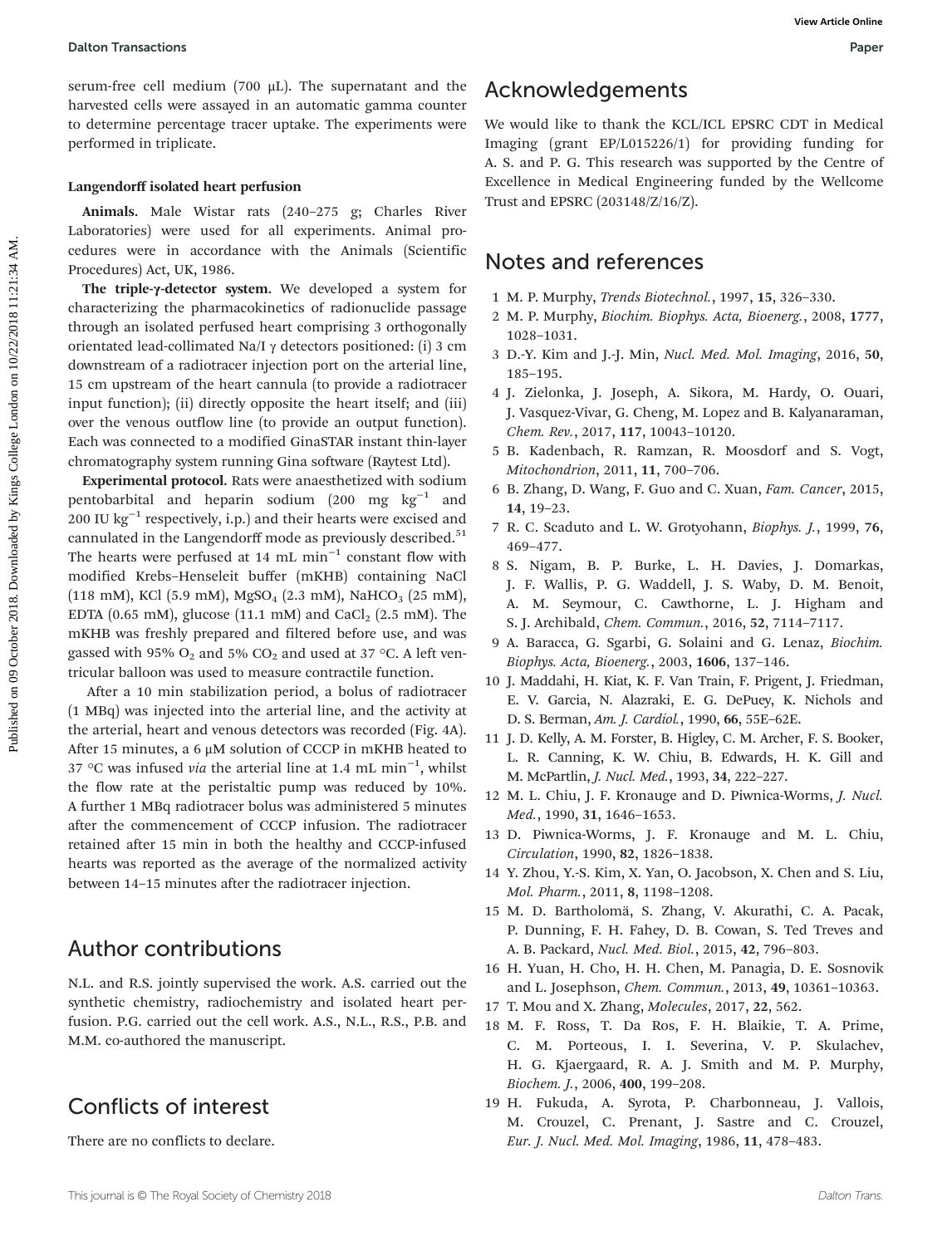serum-free cell medium (700 μL). The supernatant and the harvested cells were assayed in an automatic gamma counter to determine percentage tracer uptake. The experiments were performed in triplicate.

#### Langendorff isolated heart perfusion

**Animals.** Male Wistar rats (240–275 g; Charles River Laboratories) were used for all experiments. Animal procedures were in accordance with the Animals (Scientific Procedures) Act, UK, 1986.

**The triple-γ-detector system.** We developed a system for characterizing the pharmacokinetics of radionuclide passage through an isolated perfused heart comprising 3 orthogonally orientated lead-collimated Na/I γ detectors positioned: (i) 3 cm downstream of a radiotracer injection port on the arterial line, 15 cm upstream of the heart cannula (to provide a radiotracer input function); (ii) directly opposite the heart itself; and (iii) over the venous outflow line (to provide an output function). Each was connected to a modified GinaSTAR instant thin-layer chromatography system running Gina software (Raytest Ltd).

**Experimental protocol.** Rats were anaesthetized with sodium pentobarbital and heparin sodium (200 mg $kg^{-1}$ and 200 IU $kg^{-1}$ respectively, i.p.) and their hearts were excised and cannulated in the Langendorff mode as previously described.[51] The hearts were perfused at 14 mL $min^{-1}$ constant flow with modified Krebs–Henseleit buffer (mKHB) containing NaCl (118 mM), KCl (5.9 mM), $MgSO_4$ (2.3 mM), $NaHCO_3$ (25 mM), EDTA (0.65 mM), glucose (11.1 mM) and $CaCl_2$ (2.5 mM). The mKHB was freshly prepared and filtered before use, and was gassed with 95% $O_2$ and 5% $CO_2$ and used at 37 °C. A left ventricular balloon was used to measure contractile function.

After a 10 min stabilization period, a bolus of radiotracer (1 MBq) was injected into the arterial line, and the activity at the arterial, heart and venous detectors was recorded (Fig. 4A). After 15 minutes, a 6 μM solution of CCCP in mKHB heated to 37 °C was infused *via* the arterial line at 1.4 mL $min^{-1}$, whilst the flow rate at the peristaltic pump was reduced by 10%. A further 1 MBq radiotracer bolus was administered 5 minutes after the commencement of CCCP infusion. The radiotracer retained after 15 min in both the healthy and CCCP-infused hearts was reported as the average of the normalized activity between 14–15 minutes after the radiotracer injection.

## Author contributions

N.L. and R.S. jointly supervised the work. A.S. carried out the synthetic chemistry, radiochemistry and isolated heart perfusion. P.G. carried out the cell work. A.S., N.L., R.S., P.B. and M.M. co-authored the manuscript.

## Conflicts of interest

There are no conflicts to declare.

## Acknowledgements

We would like to thank the KCL/ICL EPSRC CDT in Medical Imaging (grant EP/L015226/1) for providing funding for A. S. and P. G. This research was supported by the Centre of Excellence in Medical Engineering funded by the Wellcome Trust and EPSRC (203148/Z/16/Z).

## Notes and references

1. M. P. Murphy, *Trends Biotechnol.*, 1997, **15**, 326–330.
2. M. P. Murphy, *Biochim. Biophys. Acta, Bioenerg.*, 2008, **1777**, 1028–1031.
3. D.-Y. Kim and J.-J. Min, *Nucl. Med. Mol. Imaging*, 2016, **50**, 185–195.
4. J. Zielonka, J. Joseph, A. Sikora, M. Hardy, O. Ouari, J. Vasquez-Vivar, G. Cheng, M. Lopez and B. Kalyanaraman, *Chem. Rev.*, 2017, **117**, 10043–10120.
5. B. Kadenbach, R. Ramzan, R. Moosdorf and S. Vogt, *Mitochondrion*, 2011, **11**, 700–706.
6. B. Zhang, D. Wang, F. Guo and C. Xuan, *Fam. Cancer*, 2015, **14**, 19–23.
7. R. C. Scaduto and L. W. Grotyohann, *Biophys. J.*, 1999, **76**, 469–477.
8. S. Nigam, B. P. Burke, L. H. Davies, J. Domarkas, J. F. Wallis, P. G. Waddell, J. S. Waby, D. M. Benoit, A. M. Seymour, C. Cawthorne, L. J. Higham and S. J. Archibald, *Chem. Commun.*, 2016, **52**, 7114–7117.
9. A. Baracca, G. Sgarbi, G. Solaini and G. Lenaz, *Biochim. Biophys. Acta, Bioenerg.*, 2003, **1606**, 137–146.
10. J. Maddahi, H. Kiat, K. F. Van Train, F. Prigent, J. Friedman, E. V. Garcia, N. Alazraki, E. G. DePuey, K. Nichols and D. S. Berman, *Am. J. Cardiol.*, 1990, **66**, 55E–62E.
11. J. D. Kelly, A. M. Forster, B. Higley, C. M. Archer, F. S. Booker, L. R. Canning, K. W. Chiu, B. Edwards, H. K. Gill and M. McPartlin, *J. Nucl. Med.*, 1993, **34**, 222–227.
12. M. L. Chiu, J. F. Kronauge and D. Piwnica-Worms, *J. Nucl. Med.*, 1990, **31**, 1646–1653.
13. D. Piwnica-Worms, J. F. Kronauge and M. L. Chiu, *Circulation*, 1990, **82**, 1826–1838.
14. Y. Zhou, Y.-S. Kim, X. Yan, O. Jacobson, X. Chen and S. Liu, *Mol. Pharm.*, 2011, **8**, 1198–1208.
15. M. D. Bartholomä, S. Zhang, V. Akurathi, C. A. Pacak, P. Dunning, F. H. Fahey, D. B. Cowan, S. Ted Treves and A. B. Packard, *Nucl. Med. Biol.*, 2015, **42**, 796–803.
16. H. Yuan, H. Cho, H. H. Chen, M. Panagia, D. E. Sosnovik and L. Josephson, *Chem. Commun.*, 2013, **49**, 10361–10363.
17. T. Mou and X. Zhang, *Molecules*, 2017, **22**, 562.
18. M. F. Ross, T. Da Ros, F. H. Blaikie, T. A. Prime, C. M. Porteous, I. I. Severina, V. P. Skulachev, H. G. Kjaergaard, R. A. J. Smith and M. P. Murphy, *Biochem. J.*, 2006, **400**, 199–208.
19. H. Fukuda, A. Syrota, P. Charbonneau, J. Vallois, M. Crouzel, C. Prenant, J. Sastre and C. Crouzel, *Eur. J. Nucl. Med. Mol. Imaging*, 1986, **11**, 478–483.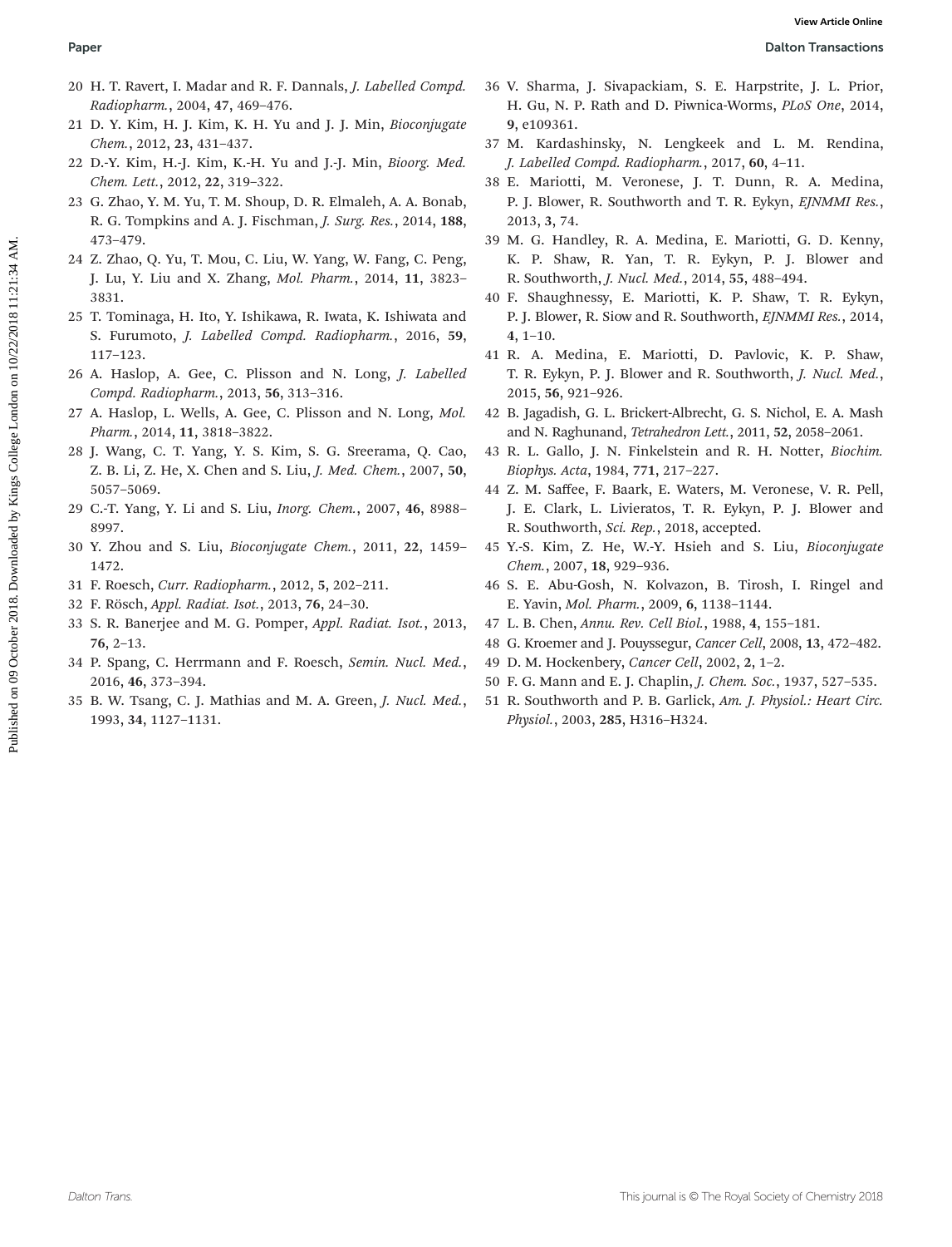20 H. T. Ravert, I. Madar and R. F. Dannals, *J. Labelled Compd. Radiopharm.*, 2004, **47**, 469–476.

21 D. Y. Kim, H. J. Kim, K. H. Yu and J. J. Min, *Bioconjugate Chem.*, 2012, **23**, 431–437.

22 D.-Y. Kim, H.-J. Kim, K.-H. Yu and J.-J. Min, *Bioorg. Med. Chem. Lett.*, 2012, **22**, 319–322.

23 G. Zhao, Y. M. Yu, T. M. Shoup, D. R. Elmaleh, A. A. Bonab, R. G. Tompkins and A. J. Fischman, *J. Surg. Res.*, 2014, **188**, 473–479.

24 Z. Zhao, Q. Yu, T. Mou, C. Liu, W. Yang, W. Fang, C. Peng, J. Lu, Y. Liu and X. Zhang, *Mol. Pharm.*, 2014, **11**, 3823–3831.

25 T. Tominaga, H. Ito, Y. Ishikawa, R. Iwata, K. Ishiwata and S. Furumoto, *J. Labelled Compd. Radiopharm.*, 2016, **59**, 117–123.

26 A. Haslop, A. Gee, C. Plisson and N. Long, *J. Labelled Compd. Radiopharm.*, 2013, **56**, 313–316.

27 A. Haslop, L. Wells, A. Gee, C. Plisson and N. Long, *Mol. Pharm.*, 2014, **11**, 3818–3822.

28 J. Wang, C. T. Yang, Y. S. Kim, S. G. Sreerama, Q. Cao, Z. B. Li, Z. He, X. Chen and S. Liu, *J. Med. Chem.*, 2007, **50**, 5057–5069.

29 C.-T. Yang, Y. Li and S. Liu, *Inorg. Chem.*, 2007, **46**, 8988–8997.

30 Y. Zhou and S. Liu, *Bioconjugate Chem.*, 2011, **22**, 1459–1472.

31 F. Roesch, *Curr. Radiopharm.*, 2012, **5**, 202–211.

32 F. Rösch, *Appl. Radiat. Isot.*, 2013, **76**, 24–30.

33 S. R. Banerjee and M. G. Pomper, *Appl. Radiat. Isot.*, 2013, **76**, 2–13.

34 P. Spang, C. Herrmann and F. Roesch, *Semin. Nucl. Med.*, 2016, **46**, 373–394.

35 B. W. Tsang, C. J. Mathias and M. A. Green, *J. Nucl. Med.*, 1993, **34**, 1127–1131.

36 V. Sharma, J. Sivapackiam, S. E. Harpstrite, J. L. Prior, H. Gu, N. P. Rath and D. Piwnica-Worms, *PLoS One*, 2014, **9**, e109361.

37 M. Kardashinsky, N. Lengkeek and L. M. Rendina, *J. Labelled Compd. Radiopharm.*, 2017, **60**, 4–11.

38 E. Mariotti, M. Veronese, J. T. Dunn, R. A. Medina, P. J. Blower, R. Southworth and T. R. Eykyn, *EJNMMI Res.*, 2013, **3**, 74.

39 M. G. Handley, R. A. Medina, E. Mariotti, G. D. Kenny, K. P. Shaw, R. Yan, T. R. Eykyn, P. J. Blower and R. Southworth, *J. Nucl. Med.*, 2014, **55**, 488–494.

40 F. Shaughnessy, E. Mariotti, K. P. Shaw, T. R. Eykyn, P. J. Blower, R. Siow and R. Southworth, *EJNMMI Res.*, 2014, **4**, 1–10.

41 R. A. Medina, E. Mariotti, D. Pavlovic, K. P. Shaw, T. R. Eykyn, P. J. Blower and R. Southworth, *J. Nucl. Med.*, 2015, **56**, 921–926.

42 B. Jagadish, G. L. Brickert-Albrecht, G. S. Nichol, E. A. Mash and N. Raghunand, *Tetrahedron Lett.*, 2011, **52**, 2058–2061.

43 R. L. Gallo, J. N. Finkelstein and R. H. Notter, *Biochim. Biophys. Acta*, 1984, **771**, 217–227.

44 Z. M. Saffee, F. Baark, E. Waters, M. Veronese, V. R. Pell, J. E. Clark, L. Livieratos, T. R. Eykyn, P. J. Blower and R. Southworth, *Sci. Rep.*, 2018, accepted.

45 Y.-S. Kim, Z. He, W.-Y. Hsieh and S. Liu, *Bioconjugate Chem.*, 2007, **18**, 929–936.

46 S. E. Abu-Gosh, N. Kolvazon, B. Tirosh, I. Ringel and E. Yavin, *Mol. Pharm.*, 2009, **6**, 1138–1144.

47 L. B. Chen, *Annu. Rev. Cell Biol.*, 1988, **4**, 155–181.

48 G. Kroemer and J. Pouyssegur, *Cancer Cell*, 2008, **13**, 472–482.

49 D. M. Hockenbery, *Cancer Cell*, 2002, **2**, 1–2.

50 F. G. Mann and E. J. Chaplin, *J. Chem. Soc.*, 1937, 527–535.

51 R. Southworth and P. B. Garlick, *Am. J. Physiol.: Heart Circ. Physiol.*, 2003, **285**, H316–H324.